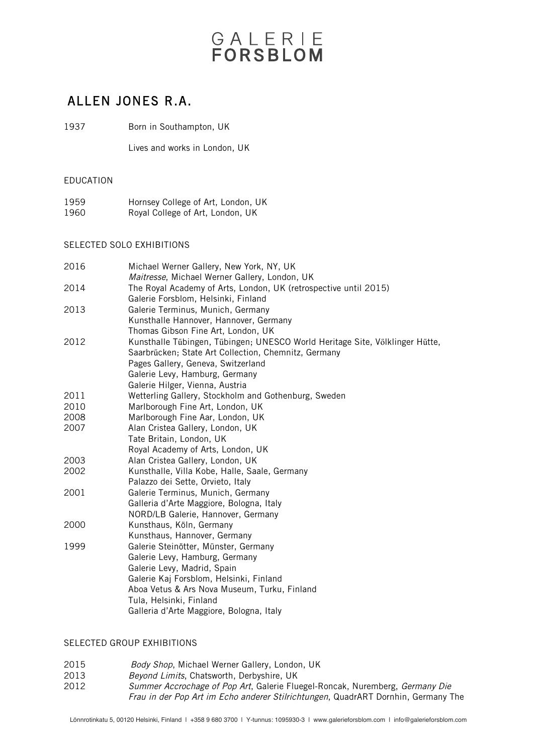# GALERIE FORSBLOM

## ALLEN JONES R.A.

1937 Born in Southampton, UK

Lives and works in London, UK

### EDUCATION

1959 Hornsey College of Art, London, UK
1960 Royal College of Art, London, UK

### SELECTED SOLO EXHIBITIONS

2016 Michael Werner Gallery, New York, NY, UK
*Maitresse*, Michael Werner Gallery, London, UK
2014 The Royal Academy of Arts, London, UK (retrospective until 2015)
Galerie Forsblom, Helsinki, Finland
2013 Galerie Terminus, Munich, Germany
Kunsthalle Hannover, Hannover, Germany
Thomas Gibson Fine Art, London, UK
2012 Kunsthalle Tűbingen, Tűbingen; UNESCO World Heritage Site, Vőlklinger Hűtte, Saarbrűcken; State Art Collection, Chemnitz, Germany
Pages Gallery, Geneva, Switzerland
Galerie Levy, Hamburg, Germany
Galerie Hilger, Vienna, Austria
2011 Wetterling Gallery, Stockholm and Gothenburg, Sweden
2010 Marlborough Fine Art, London, UK
2008 Marlborough Fine Aar, London, UK
2007 Alan Cristea Gallery, London, UK
Tate Britain, London, UK
Royal Academy of Arts, London, UK
2003 Alan Cristea Gallery, London, UK
2002 Kunsthalle, Villa Kobe, Halle, Saale, Germany
Palazzo dei Sette, Orvieto, Italy
2001 Galerie Terminus, Munich, Germany
Galleria d'Arte Maggiore, Bologna, Italy
NORD/LB Galerie, Hannover, Germany
2000 Kunsthaus, Köln, Germany
Kunsthaus, Hannover, Germany
1999 Galerie Steinötter, Münster, Germany
Galerie Levy, Hamburg, Germany
Galerie Levy, Madrid, Spain
Galerie Kaj Forsblom, Helsinki, Finland
Aboa Vetus & Ars Nova Museum, Turku, Finland
Tula, Helsinki, Finland
Galleria d'Arte Maggiore, Bologna, Italy

### SELECTED GROUP EXHIBITIONS

2015 *Body Shop*, Michael Werner Gallery, London, UK
2013 *Beyond Limits*, Chatsworth, Derbyshire, UK
2012 *Summer Accrochage of Pop Art*, Galerie Fluegel-Roncak, Nuremberg, *Germany Die Frau in der Pop Art im Echo anderer Stilrichtungen*, QuadrART Dornhin, Germany The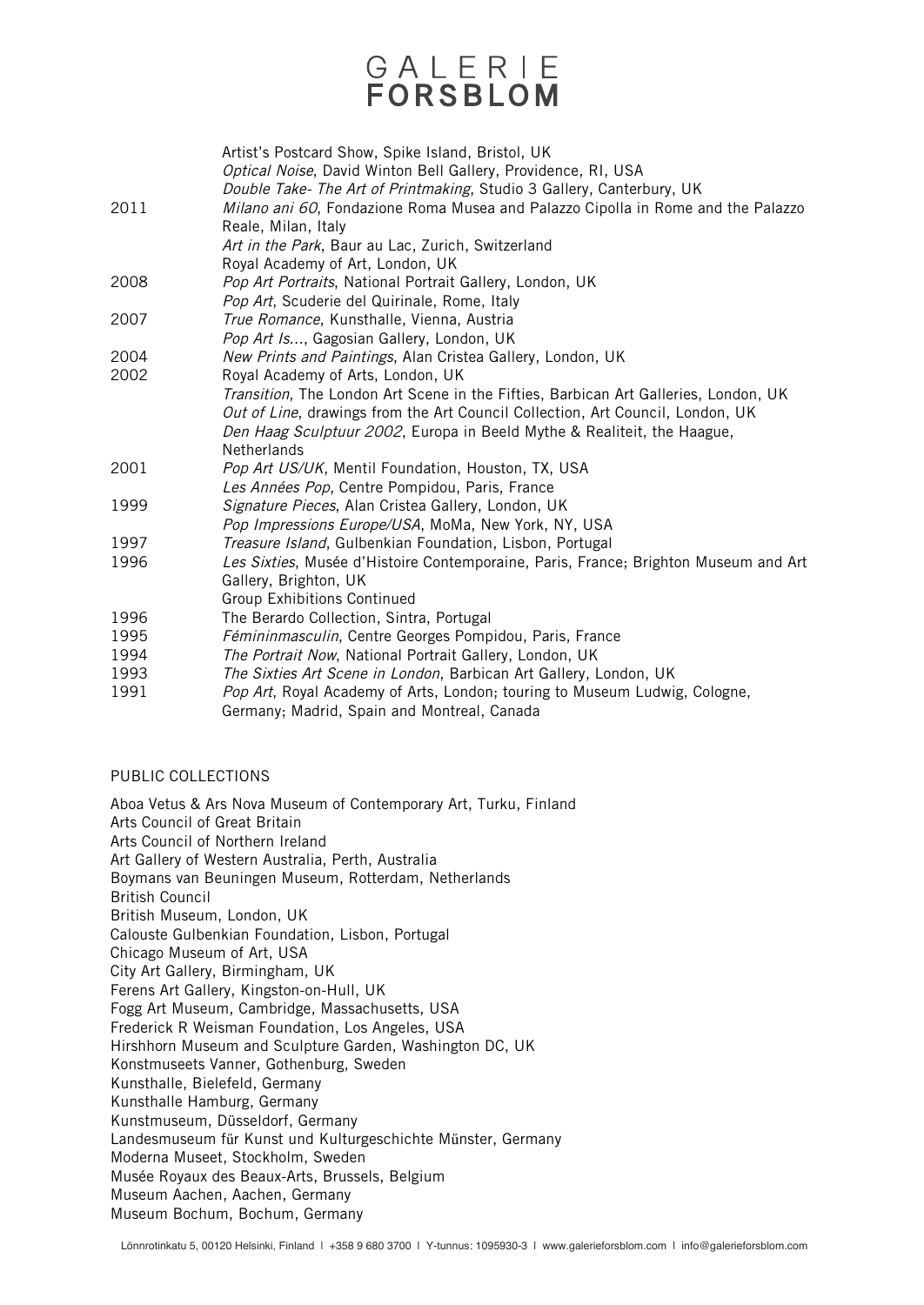| | |
|---|---|
| | Artist's Postcard Show, Spike Island, Bristol, UK |
| | *Optical Noise*, David Winton Bell Gallery, Providence, RI, USA |
| | *Double Take- The Art of Printmaking*, Studio 3 Gallery, Canterbury, UK |
| 2011 | *Milano ani 60*, Fondazione Roma Musea and Palazzo Cipolla in Rome and the Palazzo Reale, Milan, Italy |
| | *Art in the Park*, Baur au Lac, Zurich, Switzerland |
| | Royal Academy of Art, London, UK |
| 2008 | *Pop Art Portraits*, National Portrait Gallery, London, UK |
| | *Pop Art*, Scuderie del Quirinale, Rome, Italy |
| 2007 | *True Romance*, Kunsthalle, Vienna, Austria |
| | *Pop Art Is...*, Gagosian Gallery, London, UK |
| 2004 | *New Prints and Paintings*, Alan Cristea Gallery, London, UK |
| 2002 | Royal Academy of Arts, London, UK |
| | *Transition*, The London Art Scene in the Fifties, Barbican Art Galleries, London, UK |
| | *Out of Line*, drawings from the Art Council Collection, Art Council, London, UK |
| | *Den Haag Sculptuur 2002*, Europa in Beeld Mythe & Realiteit, the Haague, Netherlands |
| 2001 | *Pop Art US/UK*, Mentil Foundation, Houston, TX, USA |
| | *Les Années Pop*, Centre Pompidou, Paris, France |
| 1999 | *Signature Pieces*, Alan Cristea Gallery, London, UK |
| | *Pop Impressions Europe/USA*, MoMa, New York, NY, USA |
| 1997 | *Treasure Island*, Gulbenkian Foundation, Lisbon, Portugal |
| 1996 | *Les Sixties*, Musée d'Histoire Contemporaine, Paris, France; Brighton Museum and Art Gallery, Brighton, UK |
| | Group Exhibitions Continued |
| 1996 | The Berardo Collection, Sintra, Portugal |
| 1995 | *Fémininmasculin*, Centre Georges Pompidou, Paris, France |
| 1994 | *The Portrait Now*, National Portrait Gallery, London, UK |
| 1993 | *The Sixties Art Scene in London*, Barbican Art Gallery, London, UK |
| 1991 | *Pop Art*, Royal Academy of Arts, London; touring to Museum Ludwig, Cologne, Germany; Madrid, Spain and Montreal, Canada |

PUBLIC COLLECTIONS

Aboa Vetus & Ars Nova Museum of Contemporary Art, Turku, Finland
Arts Council of Great Britain
Arts Council of Northern Ireland
Art Gallery of Western Australia, Perth, Australia
Boymans van Beuningen Museum, Rotterdam, Netherlands
British Council
British Museum, London, UK
Calouste Gulbenkian Foundation, Lisbon, Portugal
Chicago Museum of Art, USA
City Art Gallery, Birmingham, UK
Ferens Art Gallery, Kingston-on-Hull, UK
Fogg Art Museum, Cambridge, Massachusetts, USA
Frederick R Weisman Foundation, Los Angeles, USA
Hirshhorn Museum and Sculpture Garden, Washington DC, UK
Konstmuseets Vanner, Gothenburg, Sweden
Kunsthalle, Bielefeld, Germany
Kunsthalle Hamburg, Germany
Kunstmuseum, Düsseldorf, Germany
Landesmuseum fűr Kunst und Kulturgeschichte Műnster, Germany
Moderna Museet, Stockholm, Sweden
Musée Royaux des Beaux-Arts, Brussels, Belgium
Museum Aachen, Aachen, Germany
Museum Bochum, Bochum, Germany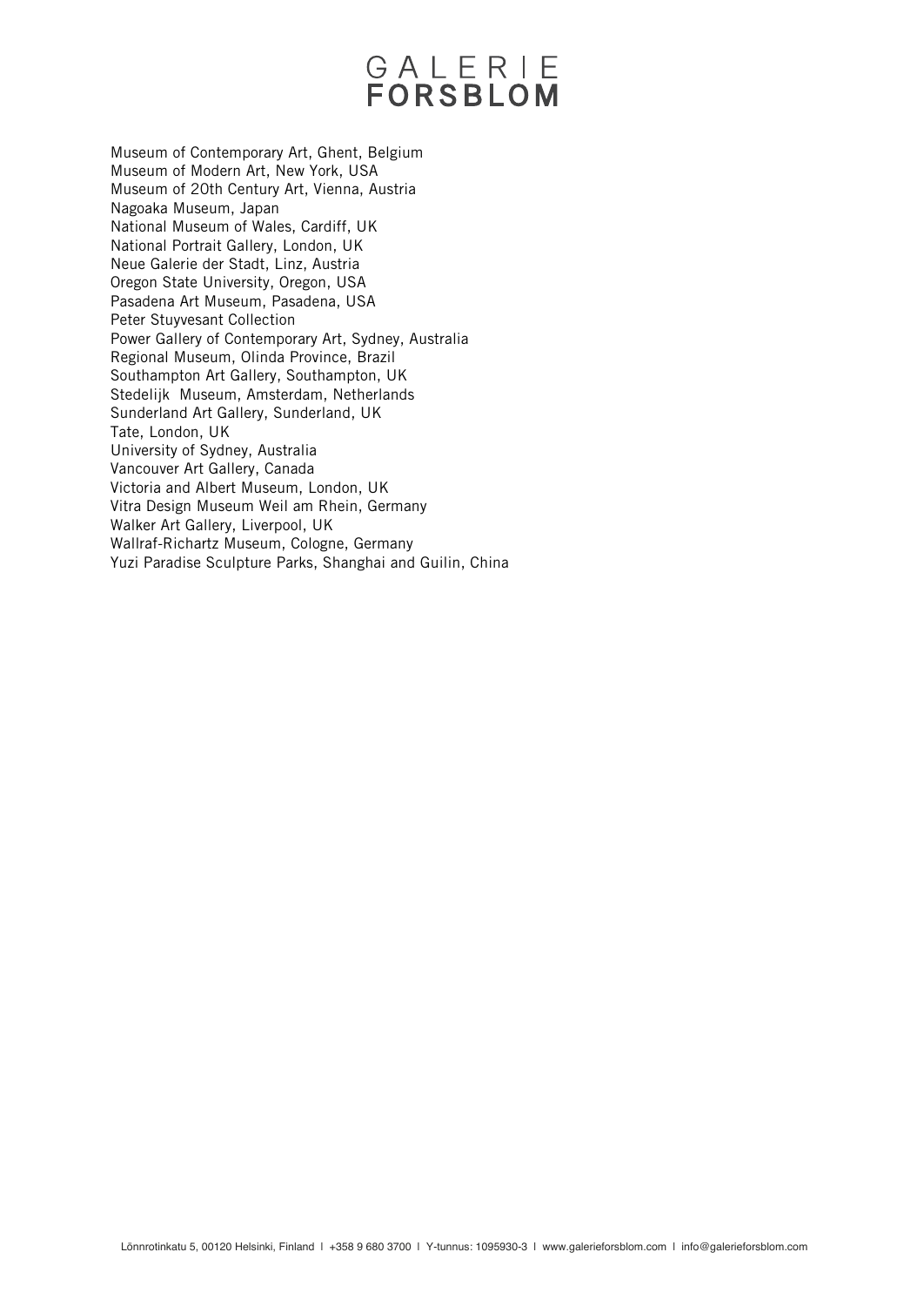Museum of Contemporary Art, Ghent, Belgium
Museum of Modern Art, New York, USA
Museum of 20th Century Art, Vienna, Austria
Nagoaka Museum, Japan
National Museum of Wales, Cardiff, UK
National Portrait Gallery, London, UK
Neue Galerie der Stadt, Linz, Austria
Oregon State University, Oregon, USA
Pasadena Art Museum, Pasadena, USA
Peter Stuyvesant Collection
Power Gallery of Contemporary Art, Sydney, Australia
Regional Museum, Olinda Province, Brazil
Southampton Art Gallery, Southampton, UK
Stedelijk Museum, Amsterdam, Netherlands
Sunderland Art Gallery, Sunderland, UK
Tate, London, UK
University of Sydney, Australia
Vancouver Art Gallery, Canada
Victoria and Albert Museum, London, UK
Vitra Design Museum Weil am Rhein, Germany
Walker Art Gallery, Liverpool, UK
Wallraf-Richartz Museum, Cologne, Germany
Yuzi Paradise Sculpture Parks, Shanghai and Guilin, China